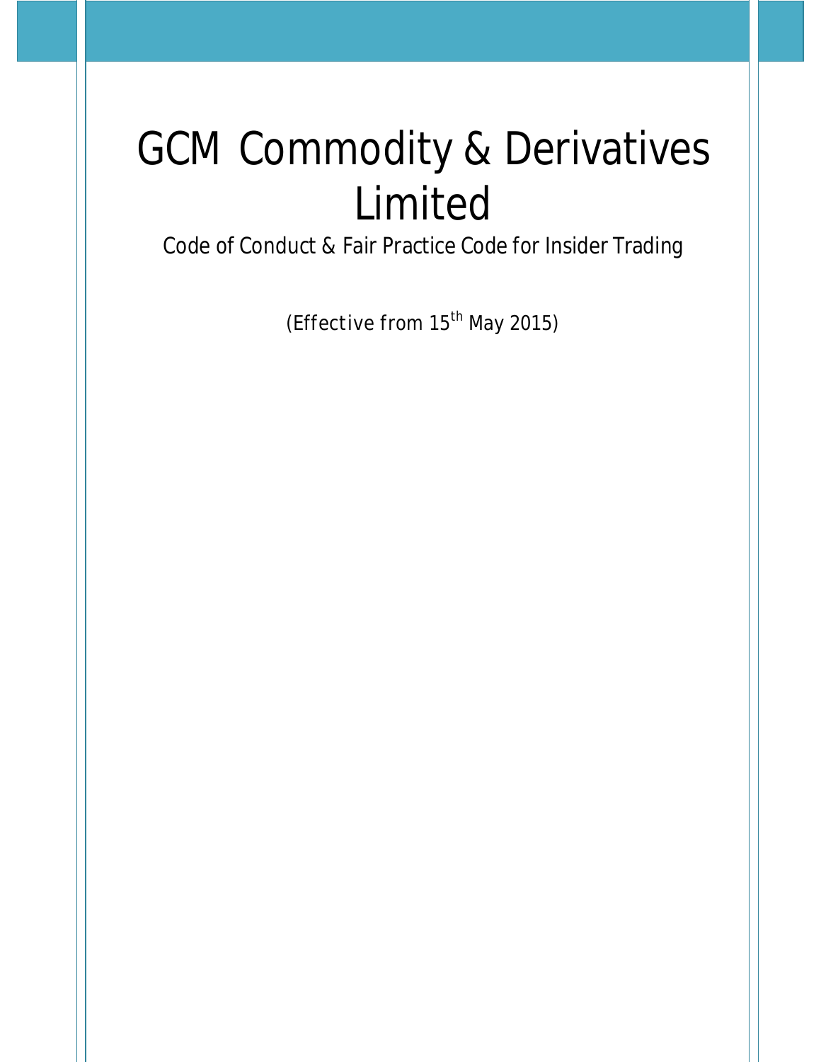# GCM Commodity & Derivatives Limited

Code of Conduct & Fair Practice Code for Insider Trading

(Effective from 15th May 2015)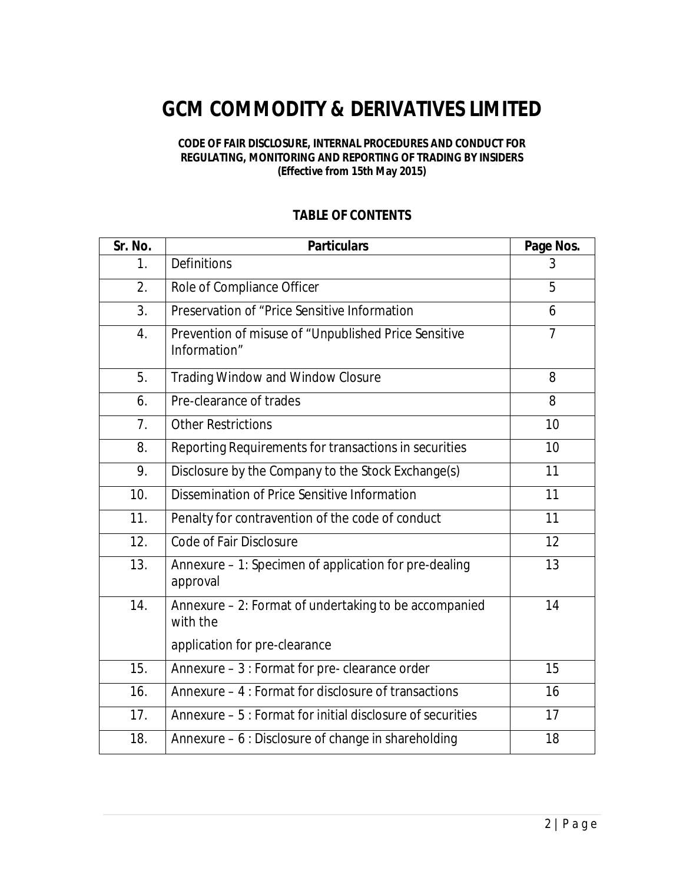# GCM COMMODITY & DERIVATIVES LIMITED

**CODE OF FAIR DISCLOSURE, INTERNAL PROCEDURES AND CONDUCT FOR REGULATING, MONITORING AND REPORTING OF TRADING BY INSIDERS**
***(Effective from 15th May 2015)***

## TABLE OF CONTENTS

| Sr. No. | Particulars | Page Nos. |
|---|---|---|
| 1. | Definitions | 3 |
| 2. | Role of Compliance Officer | 5 |
| 3. | Preservation of "Price Sensitive Information | 6 |
| 4. | Prevention of misuse of "Unpublished Price Sensitive Information" | 7 |
| 5. | Trading Window and Window Closure | 8 |
| 6. | Pre-clearance of trades | 8 |
| 7. | Other Restrictions | 10 |
| 8. | Reporting Requirements for transactions in securities | 10 |
| 9. | Disclosure by the Company to the Stock Exchange(s) | 11 |
| 10. | Dissemination of Price Sensitive Information | 11 |
| 11. | Penalty for contravention of the code of conduct | 11 |
| 12. | Code of Fair Disclosure | 12 |
| 13. | Annexure – 1: Specimen of application for pre-dealing approval | 13 |
| 14. | Annexure – 2: Format of undertaking to be accompanied with the application for pre-clearance | 14 |
| 15. | Annexure – 3 : Format for pre- clearance order | 15 |
| 16. | Annexure – 4 : Format for disclosure of transactions | 16 |
| 17. | Annexure – 5 : Format for initial disclosure of securities | 17 |
| 18. | Annexure – 6 : Disclosure of change in shareholding | 18 |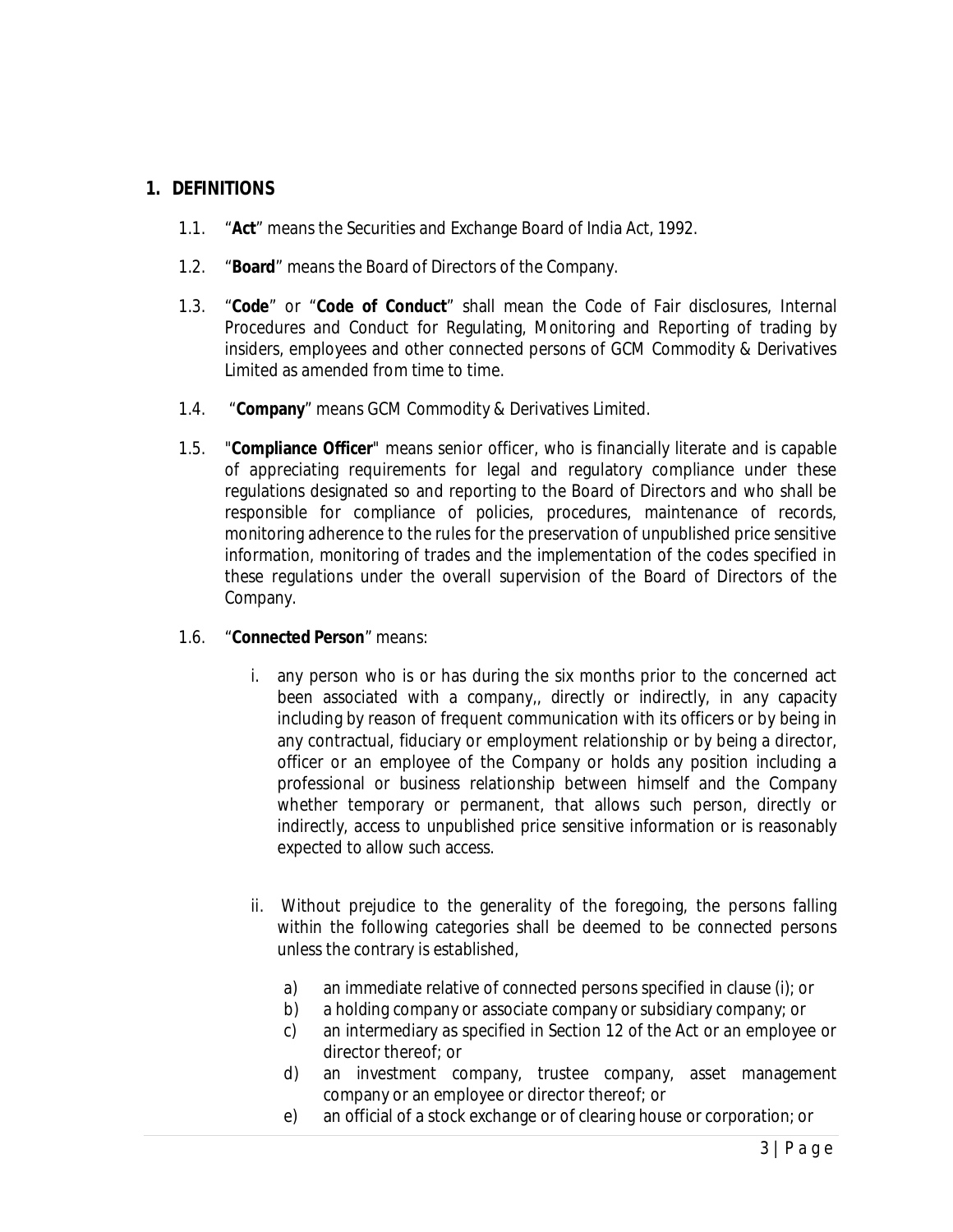## 1. DEFINITIONS

1.1. "**Act**" means the Securities and Exchange Board of India Act, 1992.

1.2. "**Board**" means the Board of Directors of the Company.

1.3. "**Code**" or "**Code of Conduct**" shall mean the Code of Fair disclosures, Internal Procedures and Conduct for Regulating, Monitoring and Reporting of trading by insiders, employees and other connected persons of GCM Commodity & Derivatives Limited as amended from time to time.

1.4. "**Company**" means GCM Commodity & Derivatives Limited.

1.5. "**Compliance Officer**" means senior officer, who is financially literate and is capable of appreciating requirements for legal and regulatory compliance under these regulations designated so and reporting to the Board of Directors and who shall be responsible for compliance of policies, procedures, maintenance of records, monitoring adherence to the rules for the preservation of unpublished price sensitive information, monitoring of trades and the implementation of the codes specified in these regulations under the overall supervision of the Board of Directors of the Company.

1.6. "**Connected Person**" means:

i. any person who is or has during the six months prior to the concerned act been associated with a company,, directly or indirectly, in any capacity including by reason of frequent communication with its officers or by being in any contractual, fiduciary or employment relationship or by being a director, officer or an employee of the Company or holds any position including a professional or business relationship between himself and the Company whether temporary or permanent, that allows such person, directly or indirectly, access to unpublished price sensitive information or is reasonably expected to allow such access.

ii. Without prejudice to the generality of the foregoing, the persons falling within the following categories shall be deemed to be connected persons unless the contrary is established,

a) an immediate relative of connected persons specified in clause (i); or
b) a holding company or associate company or subsidiary company; or
c) an intermediary as specified in Section 12 of the Act or an employee or director thereof; or
d) an investment company, trustee company, asset management company or an employee or director thereof; or
e) an official of a stock exchange or of clearing house or corporation; or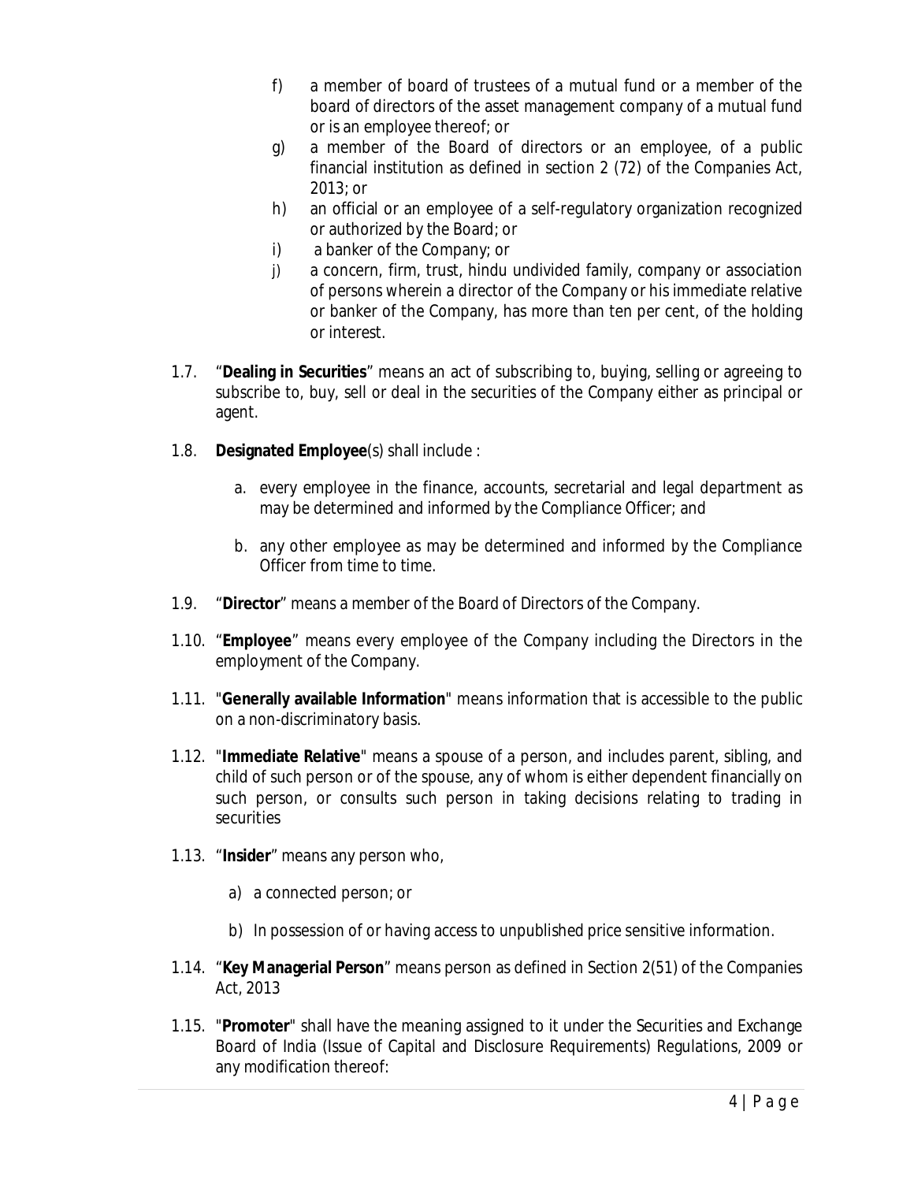f) a member of board of trustees of a mutual fund or a member of the board of directors of the asset management company of a mutual fund or is an employee thereof; or
g) a member of the Board of directors or an employee, of a public financial institution as defined in section 2 (72) of the Companies Act, 2013; or
h) an official or an employee of a self-regulatory organization recognized or authorized by the Board; or
i) a banker of the Company; or
j) a concern, firm, trust, hindu undivided family, company or association of persons wherein a director of the Company or his immediate relative or banker of the Company, has more than ten per cent, of the holding or interest.

1.7. "**Dealing in Securities**" means an act of subscribing to, buying, selling or agreeing to subscribe to, buy, sell or deal in the securities of the Company either as principal or agent.

1.8. **Designated Employee**(s) shall include :

a. every employee in the finance, accounts, secretarial and legal department as may be determined and informed by the Compliance Officer; and

b. any other employee as may be determined and informed by the Compliance Officer from time to time.

1.9. "**Director**" means a member of the Board of Directors of the Company.

1.10. "**Employee**" means every employee of the Company including the Directors in the employment of the Company.

1.11. "**Generally available Information**" means information that is accessible to the public on a non-discriminatory basis.

1.12. "**Immediate Relative**" means a spouse of a person, and includes parent, sibling, and child of such person or of the spouse, any of whom is either dependent financially on such person, or consults such person in taking decisions relating to trading in securities

1.13. "**Insider**" means any person who,

a) a connected person; or

b) In possession of or having access to unpublished price sensitive information.

1.14. "**Key Managerial Person**" means person as defined in Section 2(51) of the Companies Act, 2013

1.15. "**Promoter**" shall have the meaning assigned to it under the Securities and Exchange Board of India (Issue of Capital and Disclosure Requirements) Regulations, 2009 or any modification thereof: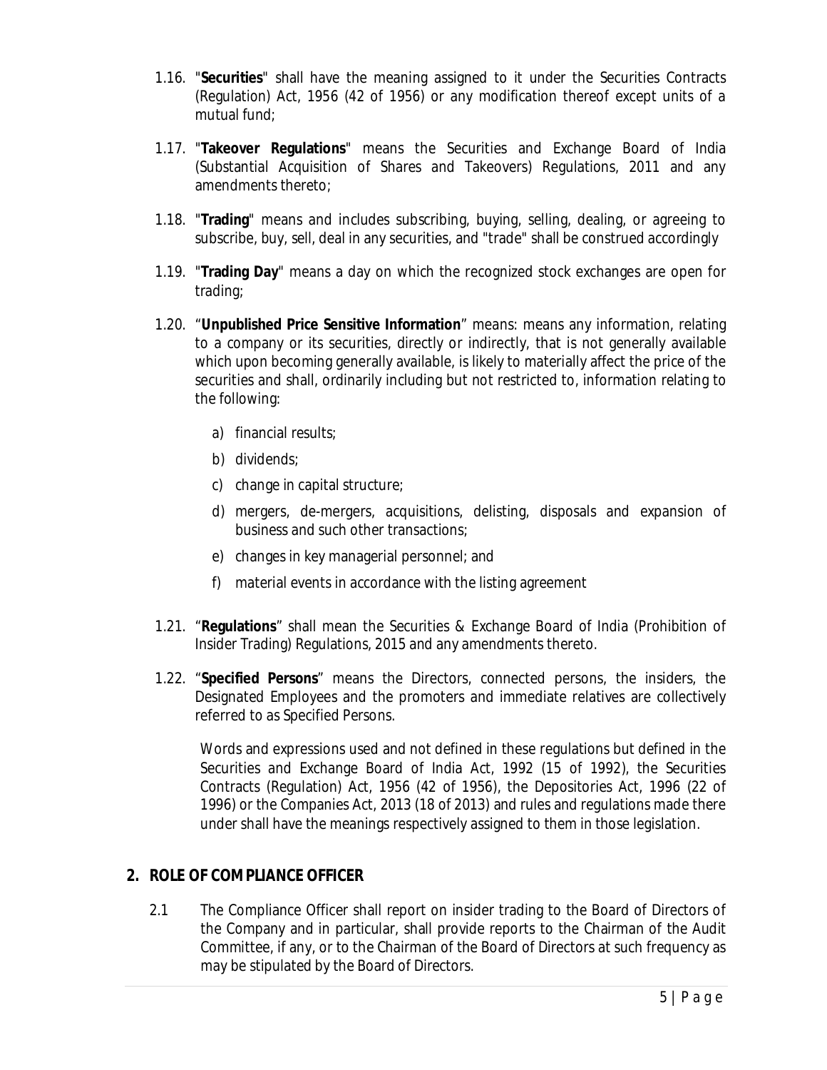1.16. "**Securities**" shall have the meaning assigned to it under the Securities Contracts (Regulation) Act, 1956 (42 of 1956) or any modification thereof except units of a mutual fund;

1.17. "**Takeover Regulations**" means the Securities and Exchange Board of India (Substantial Acquisition of Shares and Takeovers) Regulations, 2011 and any amendments thereto;

1.18. "**Trading**" means and includes subscribing, buying, selling, dealing, or agreeing to subscribe, buy, sell, deal in any securities, and "trade" shall be construed accordingly

1.19. "**Trading Day**" means a day on which the recognized stock exchanges are open for trading;

1.20. "**Unpublished Price Sensitive Information**" means: means any information, relating to a company or its securities, directly or indirectly, that is not generally available which upon becoming generally available, is likely to materially affect the price of the securities and shall, ordinarily including but not restricted to, information relating to the following:

a) financial results;

b) dividends;

c) change in capital structure;

d) mergers, de-mergers, acquisitions, delisting, disposals and expansion of business and such other transactions;

e) changes in key managerial personnel; and

f) material events in accordance with the listing agreement

1.21. "**Regulations**" shall mean the Securities & Exchange Board of India (Prohibition of Insider Trading) Regulations, 2015 and any amendments thereto.

1.22. "**Specified Persons**" means the Directors, connected persons, the insiders, the Designated Employees and the promoters and immediate relatives are collectively referred to as Specified Persons.

Words and expressions used and not defined in these regulations but defined in the Securities and Exchange Board of India Act, 1992 (15 of 1992), the Securities Contracts (Regulation) Act, 1956 (42 of 1956), the Depositories Act, 1996 (22 of 1996) or the Companies Act, 2013 (18 of 2013) and rules and regulations made there under shall have the meanings respectively assigned to them in those legislation.

## 2. ROLE OF COMPLIANCE OFFICER

2.1 The Compliance Officer shall report on insider trading to the Board of Directors of the Company and in particular, shall provide reports to the Chairman of the Audit Committee, if any, or to the Chairman of the Board of Directors at such frequency as may be stipulated by the Board of Directors.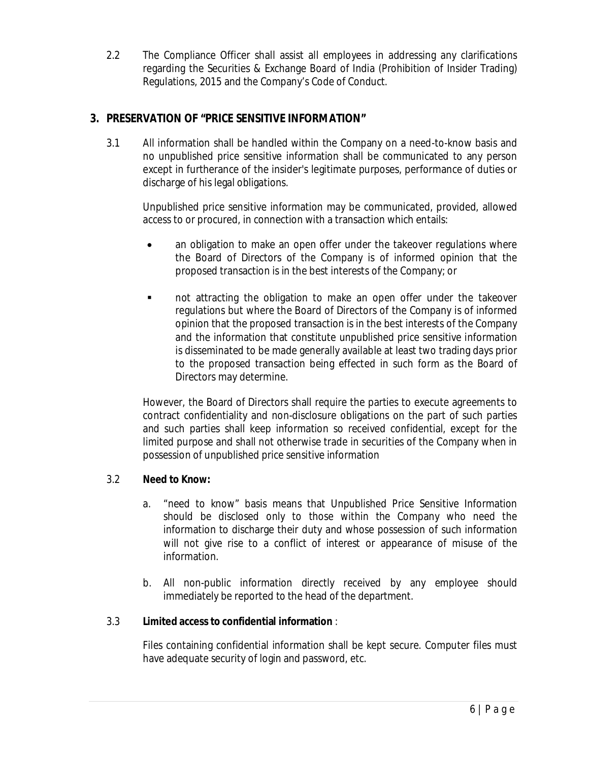2.2 The Compliance Officer shall assist all employees in addressing any clarifications regarding the Securities & Exchange Board of India (Prohibition of Insider Trading) Regulations, 2015 and the Company's Code of Conduct.

## 3. PRESERVATION OF "PRICE SENSITIVE INFORMATION"

3.1 All information shall be handled within the Company on a need-to-know basis and no unpublished price sensitive information shall be communicated to any person except in furtherance of the insider's legitimate purposes, performance of duties or discharge of his legal obligations.

Unpublished price sensitive information may be communicated, provided, allowed access to or procured, in connection with a transaction which entails:

- an obligation to make an open offer under the takeover regulations where the Board of Directors of the Company is of informed opinion that the proposed transaction is in the best interests of the Company; or
- not attracting the obligation to make an open offer under the takeover regulations but where the Board of Directors of the Company is of informed opinion that the proposed transaction is in the best interests of the Company and the information that constitute unpublished price sensitive information is disseminated to be made generally available at least two trading days prior to the proposed transaction being effected in such form as the Board of Directors may determine.

However, the Board of Directors shall require the parties to execute agreements to contract confidentiality and non-disclosure obligations on the part of such parties and such parties shall keep information so received confidential, except for the limited purpose and shall not otherwise trade in securities of the Company when in possession of unpublished price sensitive information

3.2 **Need to Know:**

a. "need to know" basis means that Unpublished Price Sensitive Information should be disclosed only to those within the Company who need the information to discharge their duty and whose possession of such information will not give rise to a conflict of interest or appearance of misuse of the information.

b. All non-public information directly received by any employee should immediately be reported to the head of the department.

3.3 **Limited access to confidential information** :

Files containing confidential information shall be kept secure. Computer files must have adequate security of login and password, etc.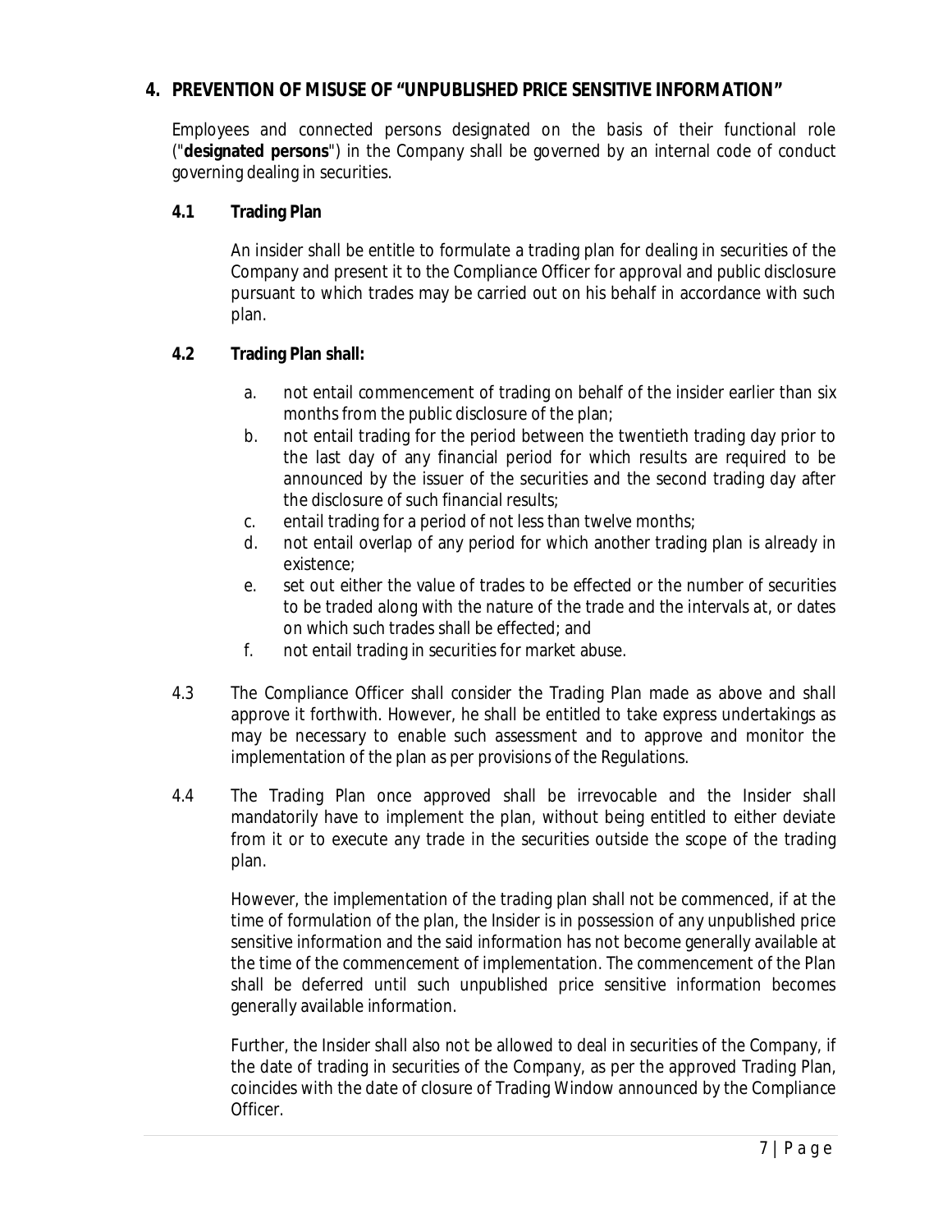## 4. PREVENTION OF MISUSE OF "UNPUBLISHED PRICE SENSITIVE INFORMATION"

Employees and connected persons designated on the basis of their functional role ("**designated persons**") in the Company shall be governed by an internal code of conduct governing dealing in securities.

### 4.1 Trading Plan

An insider shall be entitle to formulate a trading plan for dealing in securities of the Company and present it to the Compliance Officer for approval and public disclosure pursuant to which trades may be carried out on his behalf in accordance with such plan.

### 4.2 Trading Plan shall:

a. not entail commencement of trading on behalf of the insider earlier than six months from the public disclosure of the plan;
b. not entail trading for the period between the twentieth trading day prior to the last day of any financial period for which results are required to be announced by the issuer of the securities and the second trading day after the disclosure of such financial results;
c. entail trading for a period of not less than twelve months;
d. not entail overlap of any period for which another trading plan is already in existence;
e. set out either the value of trades to be effected or the number of securities to be traded along with the nature of the trade and the intervals at, or dates on which such trades shall be effected; and
f. not entail trading in securities for market abuse.

4.3 The Compliance Officer shall consider the Trading Plan made as above and shall approve it forthwith. However, he shall be entitled to take express undertakings as may be necessary to enable such assessment and to approve and monitor the implementation of the plan as per provisions of the Regulations.

4.4 The Trading Plan once approved shall be irrevocable and the Insider shall mandatorily have to implement the plan, without being entitled to either deviate from it or to execute any trade in the securities outside the scope of the trading plan.

However, the implementation of the trading plan shall not be commenced, if at the time of formulation of the plan, the Insider is in possession of any unpublished price sensitive information and the said information has not become generally available at the time of the commencement of implementation. The commencement of the Plan shall be deferred until such unpublished price sensitive information becomes generally available information.

Further, the Insider shall also not be allowed to deal in securities of the Company, if the date of trading in securities of the Company, as per the approved Trading Plan, coincides with the date of closure of Trading Window announced by the Compliance Officer.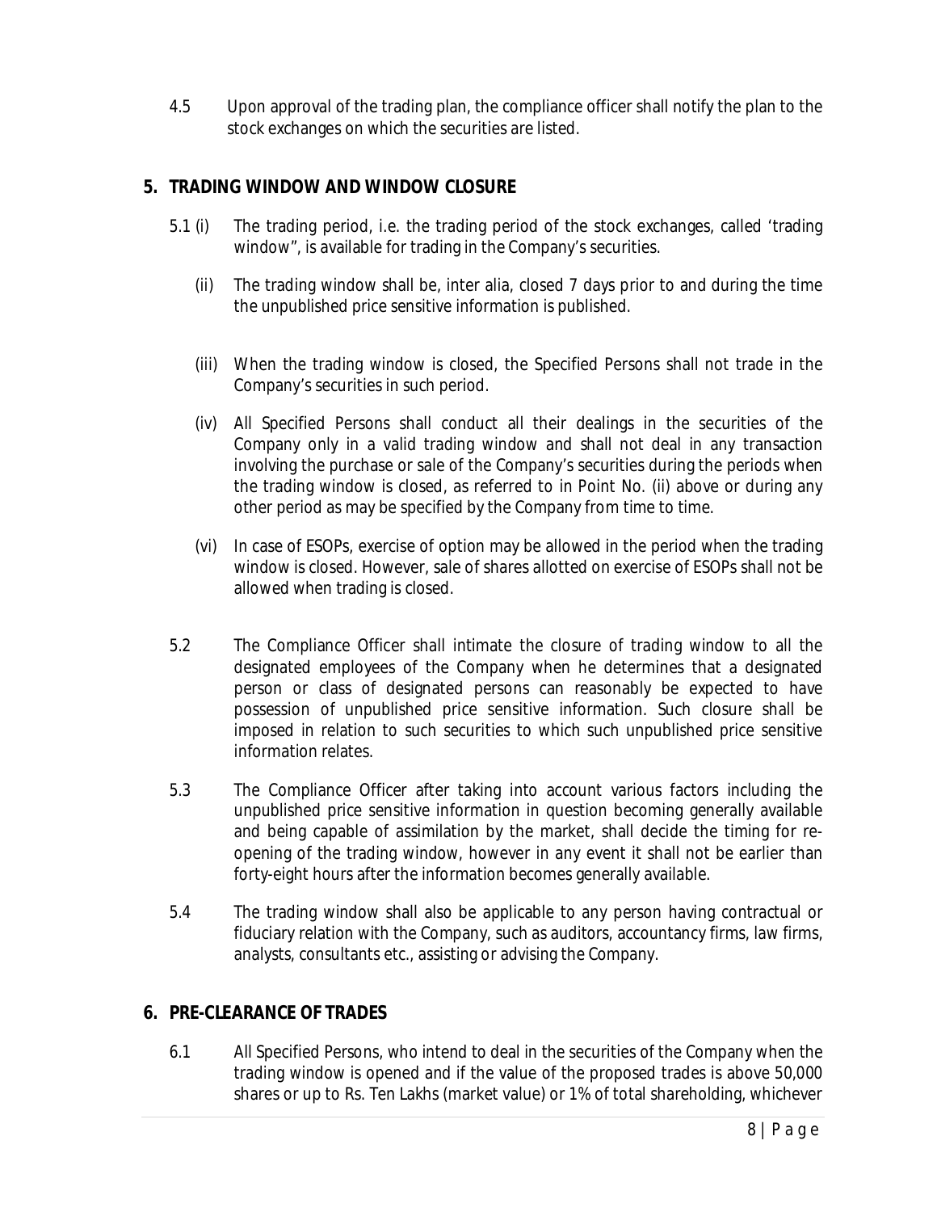4.5 Upon approval of the trading plan, the compliance officer shall notify the plan to the stock exchanges on which the securities are listed.

## 5. TRADING WINDOW AND WINDOW CLOSURE

5.1 (i) The trading period, i.e. the trading period of the stock exchanges, called 'trading window", is available for trading in the Company's securities.

(ii) The trading window shall be, inter alia, closed 7 days prior to and during the time the unpublished price sensitive information is published.

(iii) When the trading window is closed, the Specified Persons shall not trade in the Company's securities in such period.

(iv) All Specified Persons shall conduct all their dealings in the securities of the Company only in a valid trading window and shall not deal in any transaction involving the purchase or sale of the Company's securities during the periods when the trading window is closed, as referred to in Point No. (ii) above or during any other period as may be specified by the Company from time to time.

(vi) In case of ESOPs, exercise of option may be allowed in the period when the trading window is closed. However, sale of shares allotted on exercise of ESOPs shall not be allowed when trading is closed.

5.2 The Compliance Officer shall intimate the closure of trading window to all the designated employees of the Company when he determines that a designated person or class of designated persons can reasonably be expected to have possession of unpublished price sensitive information. Such closure shall be imposed in relation to such securities to which such unpublished price sensitive information relates.

5.3 The Compliance Officer after taking into account various factors including the unpublished price sensitive information in question becoming generally available and being capable of assimilation by the market, shall decide the timing for re-opening of the trading window, however in any event it shall not be earlier than forty-eight hours after the information becomes generally available.

5.4 The trading window shall also be applicable to any person having contractual or fiduciary relation with the Company, such as auditors, accountancy firms, law firms, analysts, consultants etc., assisting or advising the Company.

## 6. PRE-CLEARANCE OF TRADES

6.1 All Specified Persons, who intend to deal in the securities of the Company when the trading window is opened and if the value of the proposed trades is above 50,000 shares or up to Rs. Ten Lakhs (market value) or 1% of total shareholding, whichever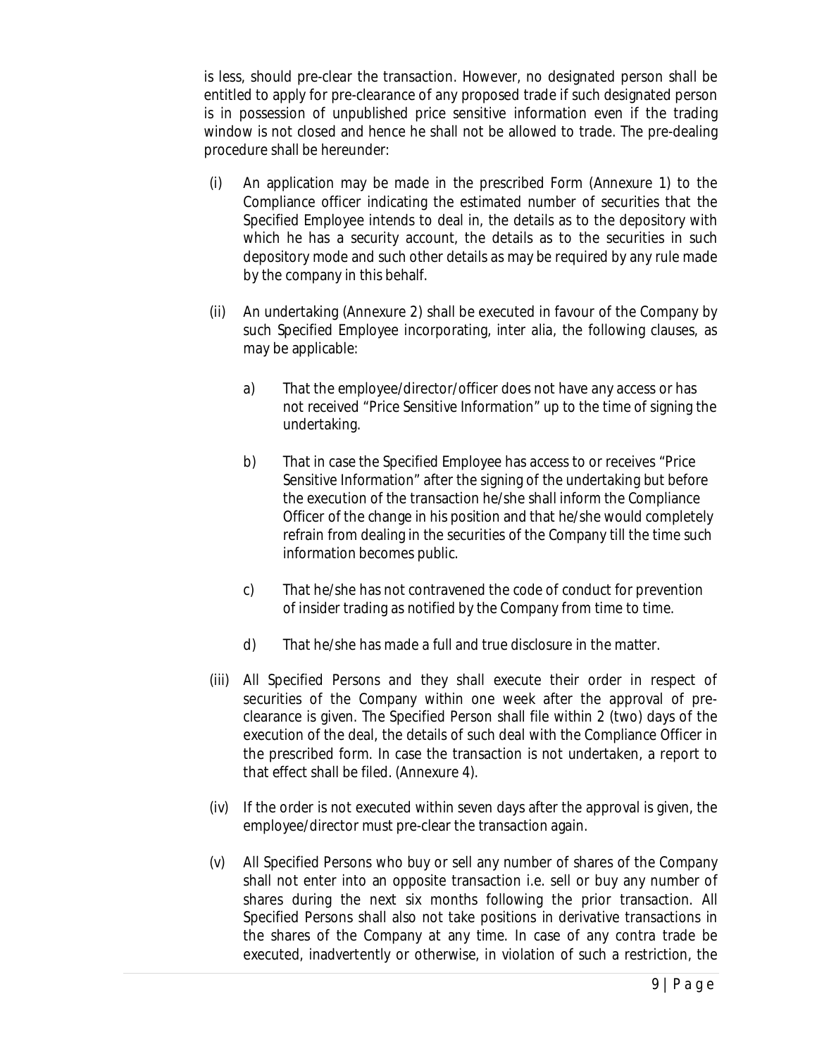is less, should pre-clear the transaction. However, no designated person shall be entitled to apply for pre-clearance of any proposed trade if such designated person is in possession of unpublished price sensitive information even if the trading window is not closed and hence he shall not be allowed to trade. The pre-dealing procedure shall be hereunder:

(i) An application may be made in the prescribed Form (Annexure 1) to the Compliance officer indicating the estimated number of securities that the Specified Employee intends to deal in, the details as to the depository with which he has a security account, the details as to the securities in such depository mode and such other details as may be required by any rule made by the company in this behalf.

(ii) An undertaking (Annexure 2) shall be executed in favour of the Company by such Specified Employee incorporating, inter alia, the following clauses, as may be applicable:

   a) That the employee/director/officer does not have any access or has not received "Price Sensitive Information" up to the time of signing the undertaking.

   b) That in case the Specified Employee has access to or receives "Price Sensitive Information" after the signing of the undertaking but before the execution of the transaction he/she shall inform the Compliance Officer of the change in his position and that he/she would completely refrain from dealing in the securities of the Company till the time such information becomes public.

   c) That he/she has not contravened the code of conduct for prevention of insider trading as notified by the Company from time to time.

   d) That he/she has made a full and true disclosure in the matter.

(iii) All Specified Persons and they shall execute their order in respect of securities of the Company within one week after the approval of pre-clearance is given. The Specified Person shall file within 2 (two) days of the execution of the deal, the details of such deal with the Compliance Officer in the prescribed form. In case the transaction is not undertaken, a report to that effect shall be filed. (Annexure 4).

(iv) If the order is not executed within seven days after the approval is given, the employee/director must pre-clear the transaction again.

(v) All Specified Persons who buy or sell any number of shares of the Company shall not enter into an opposite transaction i.e. sell or buy any number of shares during the next six months following the prior transaction. All Specified Persons shall also not take positions in derivative transactions in the shares of the Company at any time. In case of any contra trade be executed, inadvertently or otherwise, in violation of such a restriction, the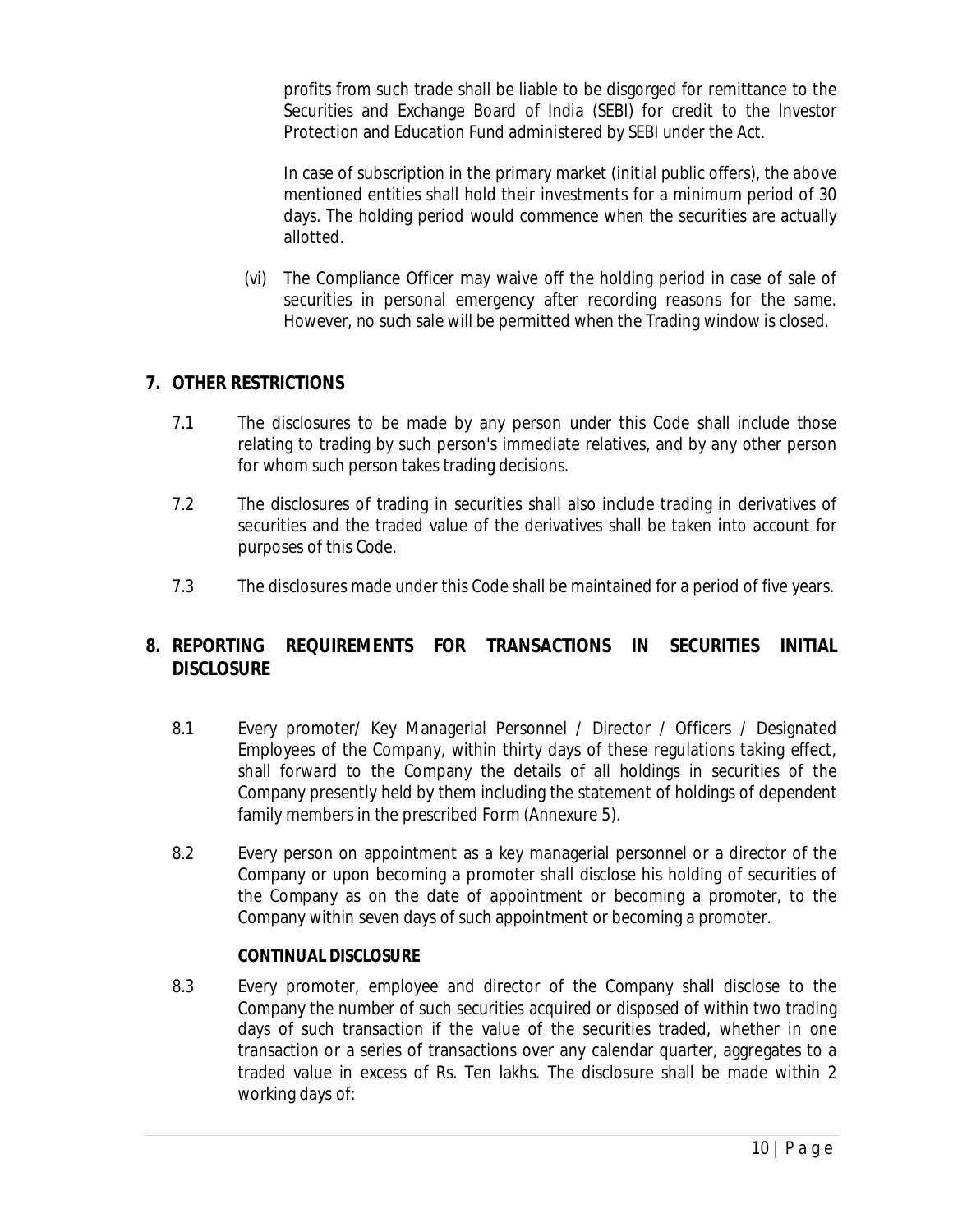profits from such trade shall be liable to be disgorged for remittance to the Securities and Exchange Board of India (SEBI) for credit to the Investor Protection and Education Fund administered by SEBI under the Act.

In case of subscription in the primary market (initial public offers), the above mentioned entities shall hold their investments for a minimum period of 30 days. The holding period would commence when the securities are actually allotted.

(vi) The Compliance Officer may waive off the holding period in case of sale of securities in personal emergency after recording reasons for the same. However, no such sale will be permitted when the Trading window is closed.

## 7. OTHER RESTRICTIONS

7.1 The disclosures to be made by any person under this Code shall include those relating to trading by such person's immediate relatives, and by any other person for whom such person takes trading decisions.

7.2 The disclosures of trading in securities shall also include trading in derivatives of securities and the traded value of the derivatives shall be taken into account for purposes of this Code.

7.3 The disclosures made under this Code shall be maintained for a period of five years.

## 8. REPORTING REQUIREMENTS FOR TRANSACTIONS IN SECURITIES INITIAL DISCLOSURE

8.1 Every promoter/ Key Managerial Personnel / Director / Officers / Designated Employees of the Company, within thirty days of these regulations taking effect, shall forward to the Company the details of all holdings in securities of the Company presently held by them including the statement of holdings of dependent family members in the prescribed Form (Annexure 5).

8.2 Every person on appointment as a key managerial personnel or a director of the Company or upon becoming a promoter shall disclose his holding of securities of the Company as on the date of appointment or becoming a promoter, to the Company within seven days of such appointment or becoming a promoter.

**CONTINUAL DISCLOSURE**

8.3 Every promoter, employee and director of the Company shall disclose to the Company the number of such securities acquired or disposed of within two trading days of such transaction if the value of the securities traded, whether in one transaction or a series of transactions over any calendar quarter, aggregates to a traded value in excess of Rs. Ten lakhs. The disclosure shall be made within 2 working days of: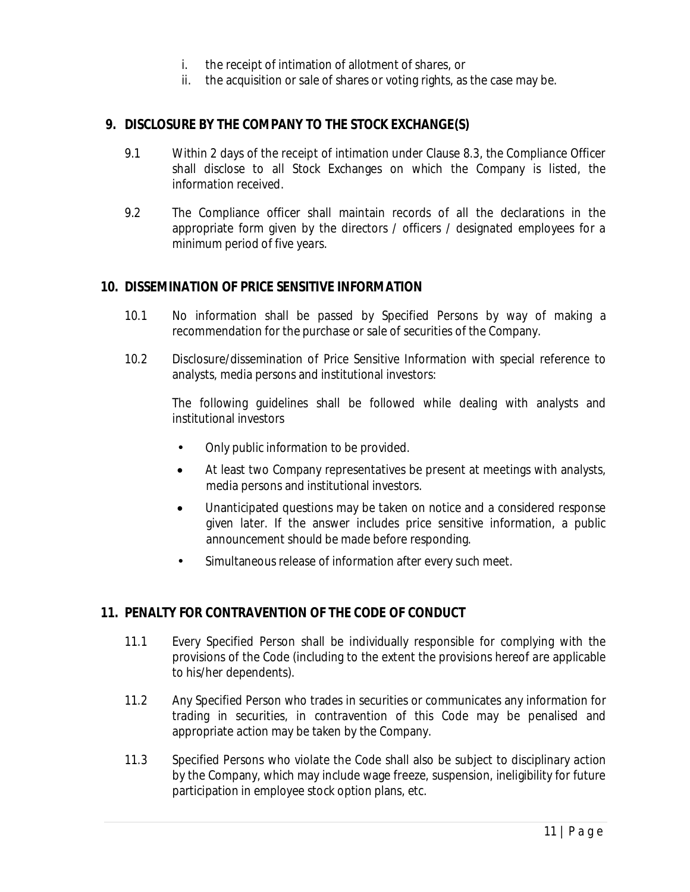i. the receipt of intimation of allotment of shares, or
ii. the acquisition or sale of shares or voting rights, as the case may be.

## 9. DISCLOSURE BY THE COMPANY TO THE STOCK EXCHANGE(S)

9.1 Within 2 days of the receipt of intimation under Clause 8.3, the Compliance Officer shall disclose to all Stock Exchanges on which the Company is listed, the information received.

9.2 The Compliance officer shall maintain records of all the declarations in the appropriate form given by the directors / officers / designated employees for a minimum period of five years.

## 10. DISSEMINATION OF PRICE SENSITIVE INFORMATION

10.1 No information shall be passed by Specified Persons by way of making a recommendation for the purchase or sale of securities of the Company.

10.2 Disclosure/dissemination of Price Sensitive Information with special reference to analysts, media persons and institutional investors:

The following guidelines shall be followed while dealing with analysts and institutional investors

- Only public information to be provided.
- At least two Company representatives be present at meetings with analysts, media persons and institutional investors.
- Unanticipated questions may be taken on notice and a considered response given later. If the answer includes price sensitive information, a public announcement should be made before responding.
- Simultaneous release of information after every such meet.

## 11. PENALTY FOR CONTRAVENTION OF THE CODE OF CONDUCT

11.1 Every Specified Person shall be individually responsible for complying with the provisions of the Code (including to the extent the provisions hereof are applicable to his/her dependents).

11.2 Any Specified Person who trades in securities or communicates any information for trading in securities, in contravention of this Code may be penalised and appropriate action may be taken by the Company.

11.3 Specified Persons who violate the Code shall also be subject to disciplinary action by the Company, which may include wage freeze, suspension, ineligibility for future participation in employee stock option plans, etc.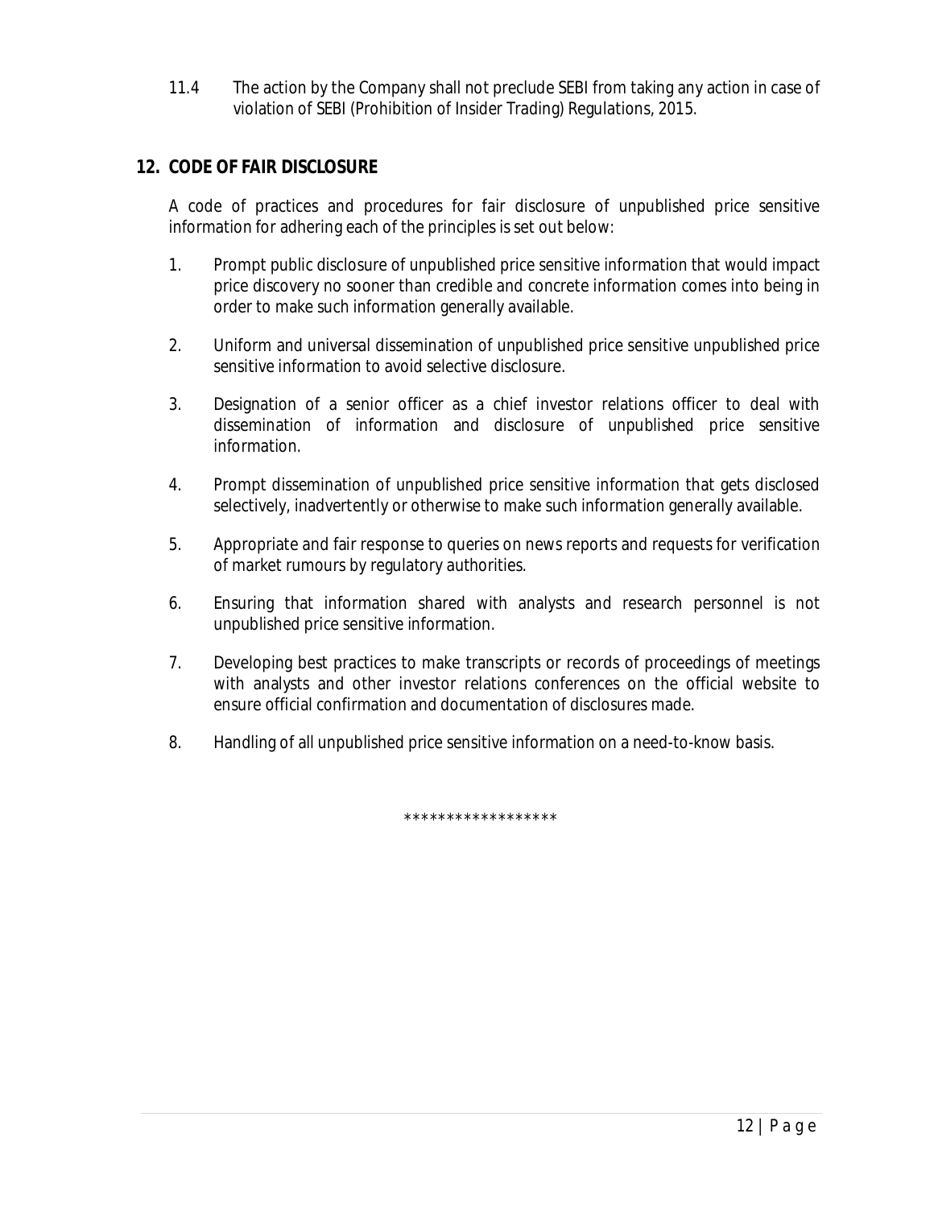11.4 The action by the Company shall not preclude SEBI from taking any action in case of violation of SEBI (Prohibition of Insider Trading) Regulations, 2015.

## 12. CODE OF FAIR DISCLOSURE

A code of practices and procedures for fair disclosure of unpublished price sensitive information for adhering each of the principles is set out below:

1. Prompt public disclosure of unpublished price sensitive information that would impact price discovery no sooner than credible and concrete information comes into being in order to make such information generally available.

2. Uniform and universal dissemination of unpublished price sensitive unpublished price sensitive information to avoid selective disclosure.

3. Designation of a senior officer as a chief investor relations officer to deal with dissemination of information and disclosure of unpublished price sensitive information.

4. Prompt dissemination of unpublished price sensitive information that gets disclosed selectively, inadvertently or otherwise to make such information generally available.

5. Appropriate and fair response to queries on news reports and requests for verification of market rumours by regulatory authorities.

6. Ensuring that information shared with analysts and research personnel is not unpublished price sensitive information.

7. Developing best practices to make transcripts or records of proceedings of meetings with analysts and other investor relations conferences on the official website to ensure official confirmation and documentation of disclosures made.

8. Handling of all unpublished price sensitive information on a need-to-know basis.

******************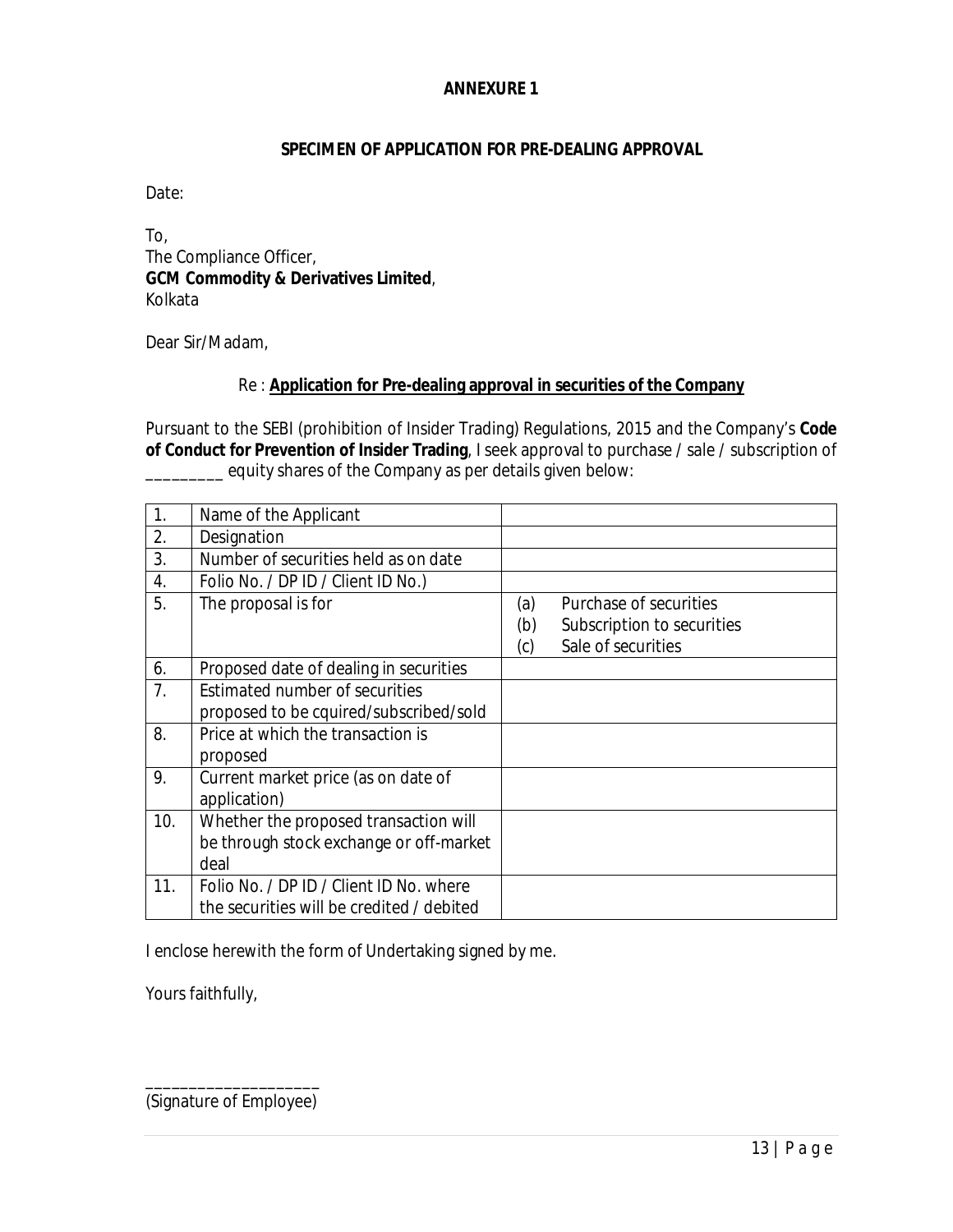**ANNEXURE 1**

**SPECIMEN OF APPLICATION FOR PRE-DEALING APPROVAL**

Date:

To,
The Compliance Officer,
**GCM Commodity & Derivatives Limited**,
Kolkata

Dear Sir/Madam,

Re : **Application for Pre-dealing approval in securities of the Company**

Pursuant to the SEBI (prohibition of Insider Trading) Regulations, 2015 and the Company's **Code of Conduct for Prevention of Insider Trading**, I seek approval to purchase / sale / subscription of _________ equity shares of the Company as per details given below:

| | | |
|---|---|---|
| 1. | Name of the Applicant | |
| 2. | Designation | |
| 3. | Number of securities held as on date | |
| 4. | Folio No. / DP ID / Client ID No.) | |
| 5. | The proposal is for | (a) Purchase of securities<br>(b) Subscription to securities<br>(c) Sale of securities |
| 6. | Proposed date of dealing in securities | |
| 7. | Estimated number of securities proposed to be cquired/subscribed/sold | |
| 8. | Price at which the transaction is proposed | |
| 9. | Current market price (as on date of application) | |
| 10. | Whether the proposed transaction will be through stock exchange or off-market deal | |
| 11. | Folio No. / DP ID / Client ID No. where the securities will be credited / debited | |

I enclose herewith the form of Undertaking signed by me.

Yours faithfully,

___________________
(Signature of Employee)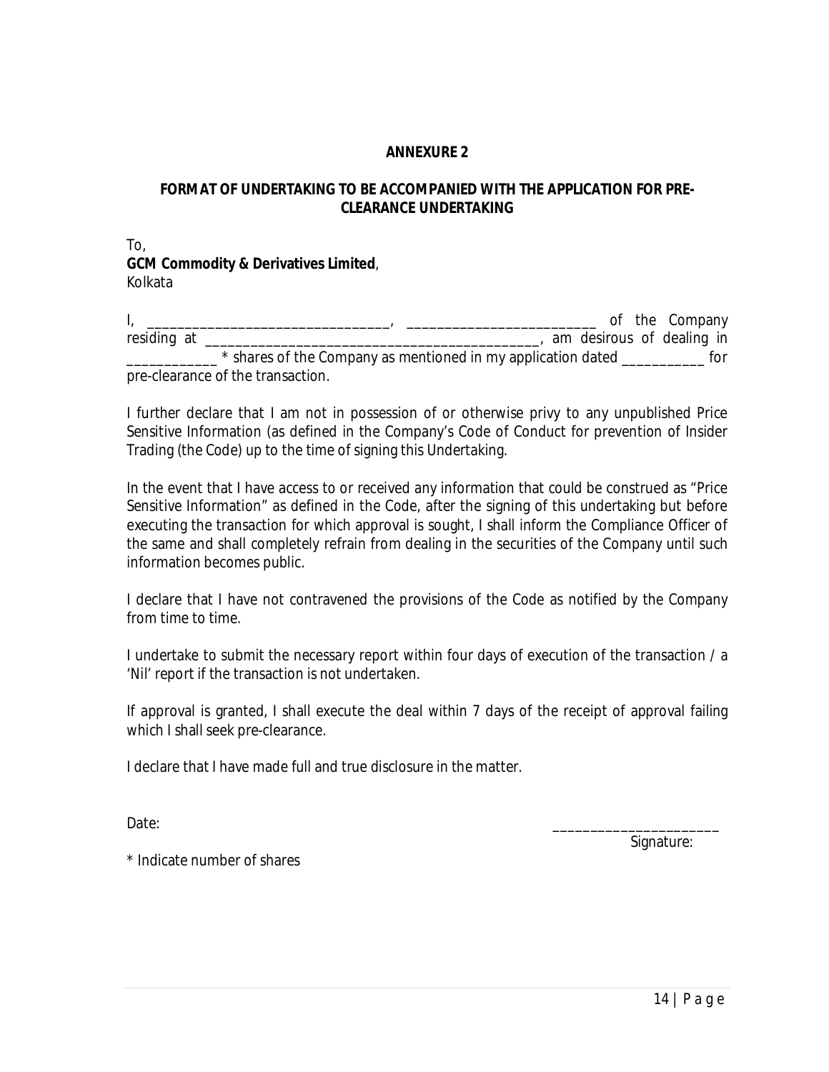**ANNEXURE 2**

**FORMAT OF UNDERTAKING TO BE ACCOMPANIED WITH THE APPLICATION FOR PRE-CLEARANCE UNDERTAKING**

To,
**GCM Commodity & Derivatives Limited**,
Kolkata

I, ________________________________, _________________________ of the Company residing at ______________________________________________, am desirous of dealing in ____________ * shares of the Company as mentioned in my application dated ___________ for pre-clearance of the transaction.

I further declare that I am not in possession of or otherwise privy to any unpublished Price Sensitive Information (as defined in the Company's Code of Conduct for prevention of Insider Trading (the Code) up to the time of signing this Undertaking.

In the event that I have access to or received any information that could be construed as "Price Sensitive Information" as defined in the Code, after the signing of this undertaking but before executing the transaction for which approval is sought, I shall inform the Compliance Officer of the same and shall completely refrain from dealing in the securities of the Company until such information becomes public.

I declare that I have not contravened the provisions of the Code as notified by the Company from time to time.

I undertake to submit the necessary report within four days of execution of the transaction / a 'Nil' report if the transaction is not undertaken.

If approval is granted, I shall execute the deal within 7 days of the receipt of approval failing which I shall seek pre-clearance.

I declare that I have made full and true disclosure in the matter.

Date:

______________________
Signature:

* Indicate number of shares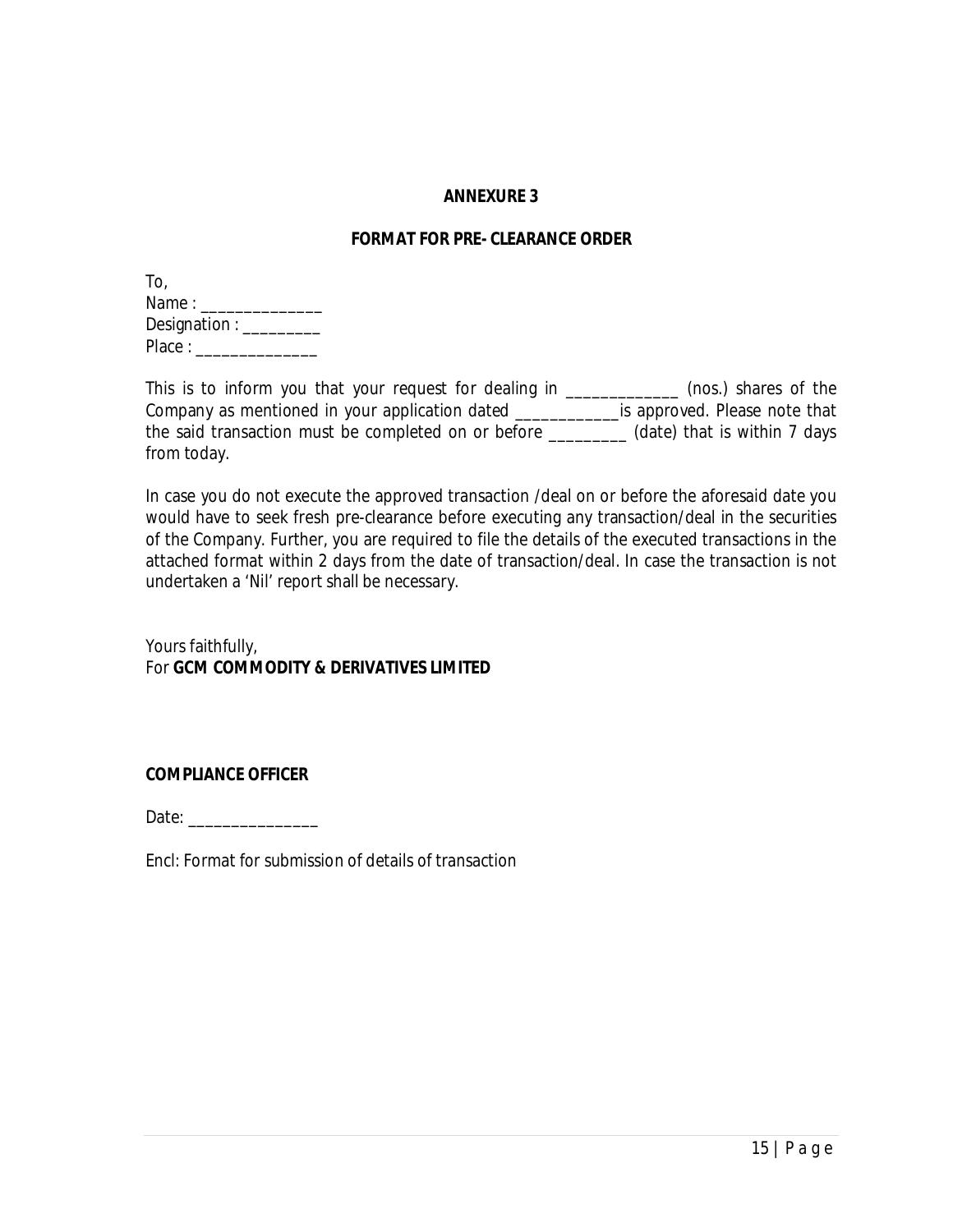**ANNEXURE 3**

**FORMAT FOR PRE- CLEARANCE ORDER**

To,  
Name : ______________  
Designation : _________  
Place : ______________

This is to inform you that your request for dealing in _____________ (nos.) shares of the Company as mentioned in your application dated ____________is approved. Please note that the said transaction must be completed on or before _________ (date) that is within 7 days from today.

In case you do not execute the approved transaction /deal on or before the aforesaid date you would have to seek fresh pre-clearance before executing any transaction/deal in the securities of the Company. Further, you are required to file the details of the executed transactions in the attached format within 2 days from the date of transaction/deal. In case the transaction is not undertaken a 'Nil' report shall be necessary.

Yours faithfully,  
For **GCM COMMODITY & DERIVATIVES LIMITED**

**COMPLIANCE OFFICER**

Date: _______________

Encl: Format for submission of details of transaction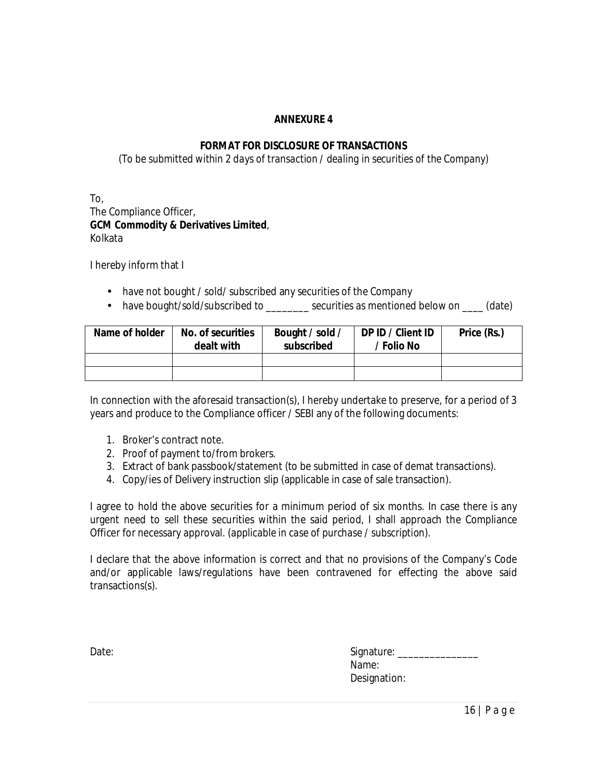## ANNEXURE 4

### FORMAT FOR DISCLOSURE OF TRANSACTIONS

*(To be submitted within 2 days of transaction / dealing in securities of the Company)*

To,
The Compliance Officer,
**GCM Commodity & Derivatives Limited**,
Kolkata

I hereby inform that I

- have not bought / sold/ subscribed any securities of the Company
- have bought/sold/subscribed to ________ securities as mentioned below on ____ (date)

| Name of holder | No. of securities dealt with | Bought / sold / subscribed | DP ID / Client ID / Folio No | Price (Rs.) |
|---|---|---|---|---|
| | | | | |
| | | | | |

In connection with the aforesaid transaction(s), I hereby undertake to preserve, for a period of 3 years and produce to the Compliance officer / SEBI any of the following documents:

1. Broker's contract note.
2. Proof of payment to/from brokers.
3. Extract of bank passbook/statement (to be submitted in case of demat transactions).
4. Copy/ies of Delivery instruction slip (applicable in case of sale transaction).

I agree to hold the above securities for a minimum period of six months. In case there is any urgent need to sell these securities within the said period, I shall approach the Compliance Officer for necessary approval. (applicable in case of purchase / subscription).

I declare that the above information is correct and that no provisions of the Company's Code and/or applicable laws/regulations have been contravened for effecting the above said transactions(s).

Date:

Signature: _______________
Name:
Designation: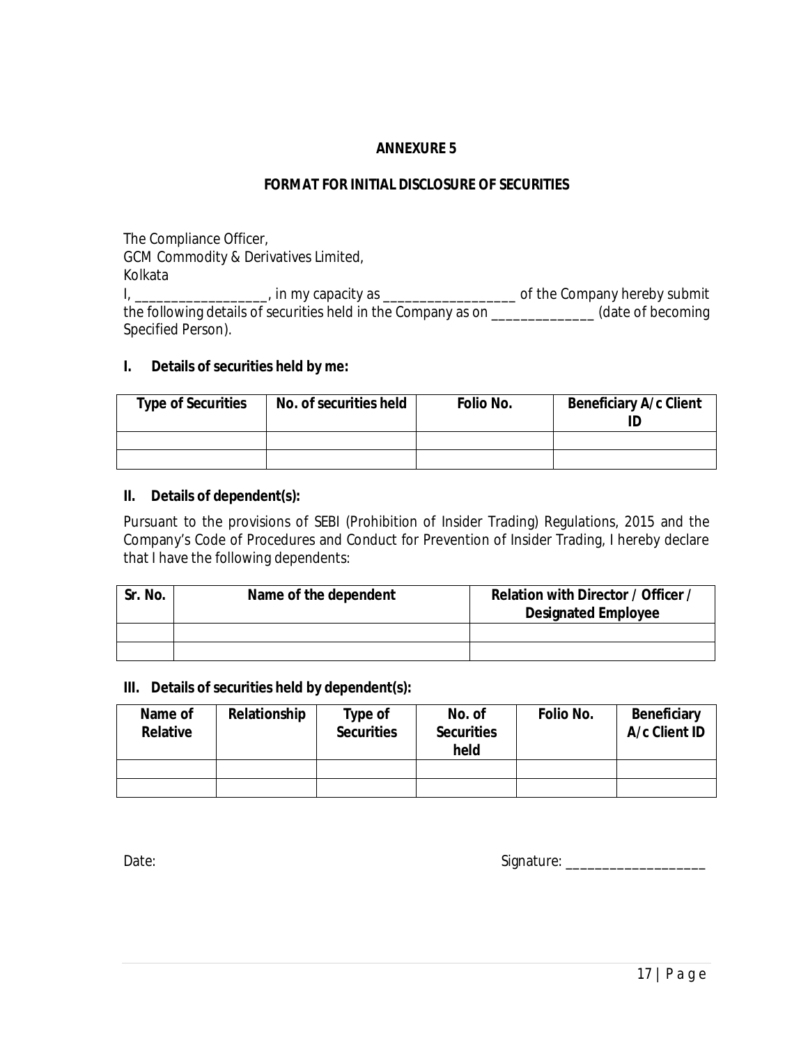## ANNEXURE 5

## FORMAT FOR INITIAL DISCLOSURE OF SECURITIES

The Compliance Officer,
GCM Commodity & Derivatives Limited,
Kolkata

I, __________________, in my capacity as __________________ of the Company hereby submit the following details of securities held in the Company as on ______________ (date of becoming Specified Person).

### I. Details of securities held by me:

| Type of Securities | No. of securities held | Folio No. | Beneficiary A/c Client ID |
|---|---|---|---|
| | | | |
| | | | |

### II. Details of dependent(s):

Pursuant to the provisions of SEBI (Prohibition of Insider Trading) Regulations, 2015 and the Company's Code of Procedures and Conduct for Prevention of Insider Trading, I hereby declare that I have the following dependents:

| Sr. No. | Name of the dependent | Relation with Director / Officer / Designated Employee |
|---|---|---|
| | | |
| | | |

### III. Details of securities held by dependent(s):

| Name of Relative | Relationship | Type of Securities | No. of Securities held | Folio No. | Beneficiary A/c Client ID |
|---|---|---|---|---|---|
| | | | | | |
| | | | | | |

Date: Signature: ___________________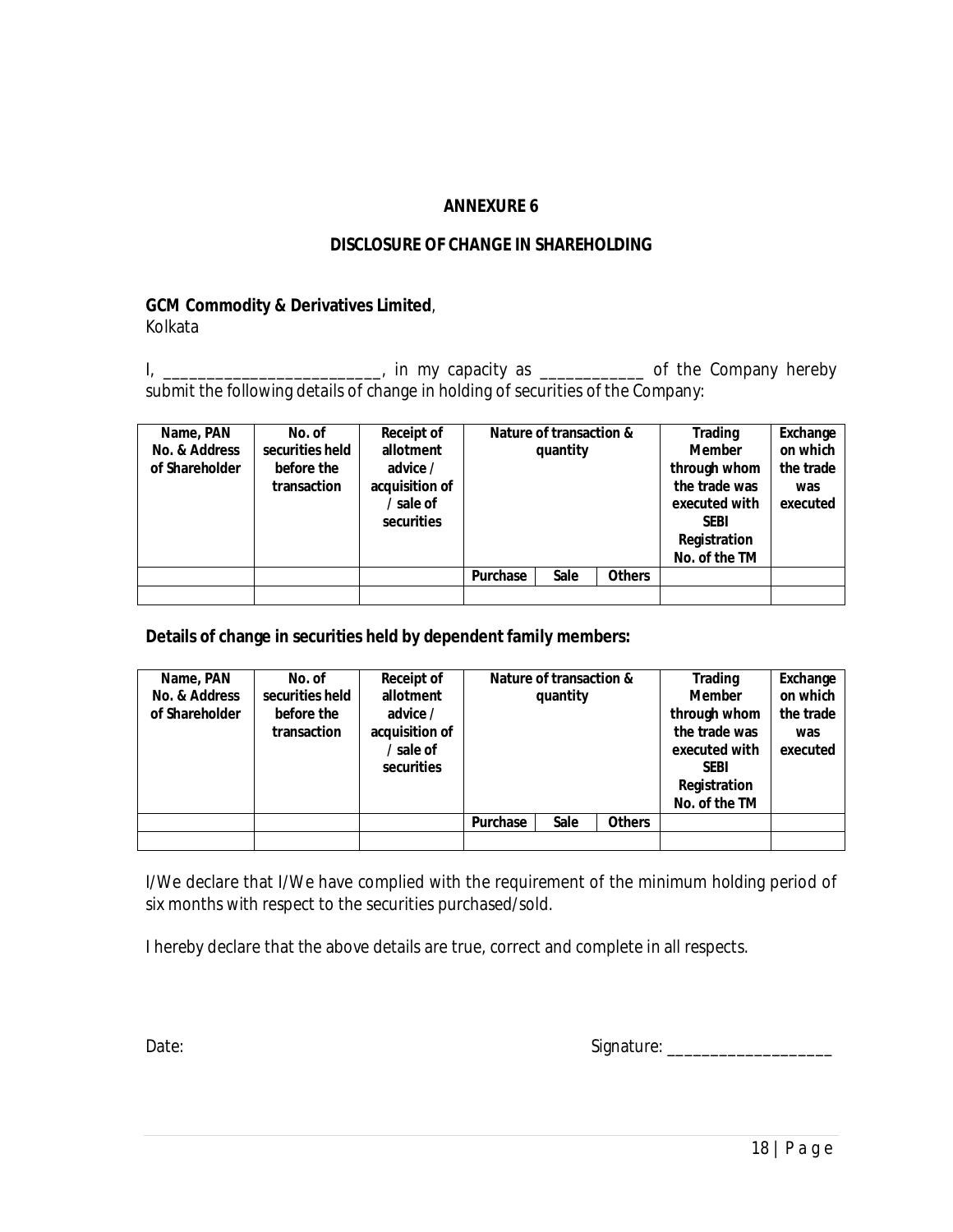## ANNEXURE 6

### DISCLOSURE OF CHANGE IN SHAREHOLDING

**GCM Commodity & Derivatives Limited**,
Kolkata

I, _________________________, in my capacity as ____________ of the Company hereby submit the following details of change in holding of securities of the Company:

| Name, PAN No. & Address of Shareholder | No. of securities held before the transaction | Receipt of allotment advice / acquisition of / sale of securities | Nature of transaction & quantity | | | Trading Member through whom the trade was executed with SEBI Registration No. of the TM | Exchange on which the trade was executed |
|---|---|---|---|---|---|---|---|
| | | | Purchase | Sale | Others | | |
| | | | | | | | |

**Details of change in securities held by dependent family members:**

| Name, PAN No. & Address of Shareholder | No. of securities held before the transaction | Receipt of allotment advice / acquisition of / sale of securities | Nature of transaction & quantity | | | Trading Member through whom the trade was executed with SEBI Registration No. of the TM | Exchange on which the trade was executed |
|---|---|---|---|---|---|---|---|
| | | | Purchase | Sale | Others | | |
| | | | | | | | |

I/We declare that I/We have complied with the requirement of the minimum holding period of six months with respect to the securities purchased/sold.

I hereby declare that the above details are true, correct and complete in all respects.

Date: Signature: ___________________